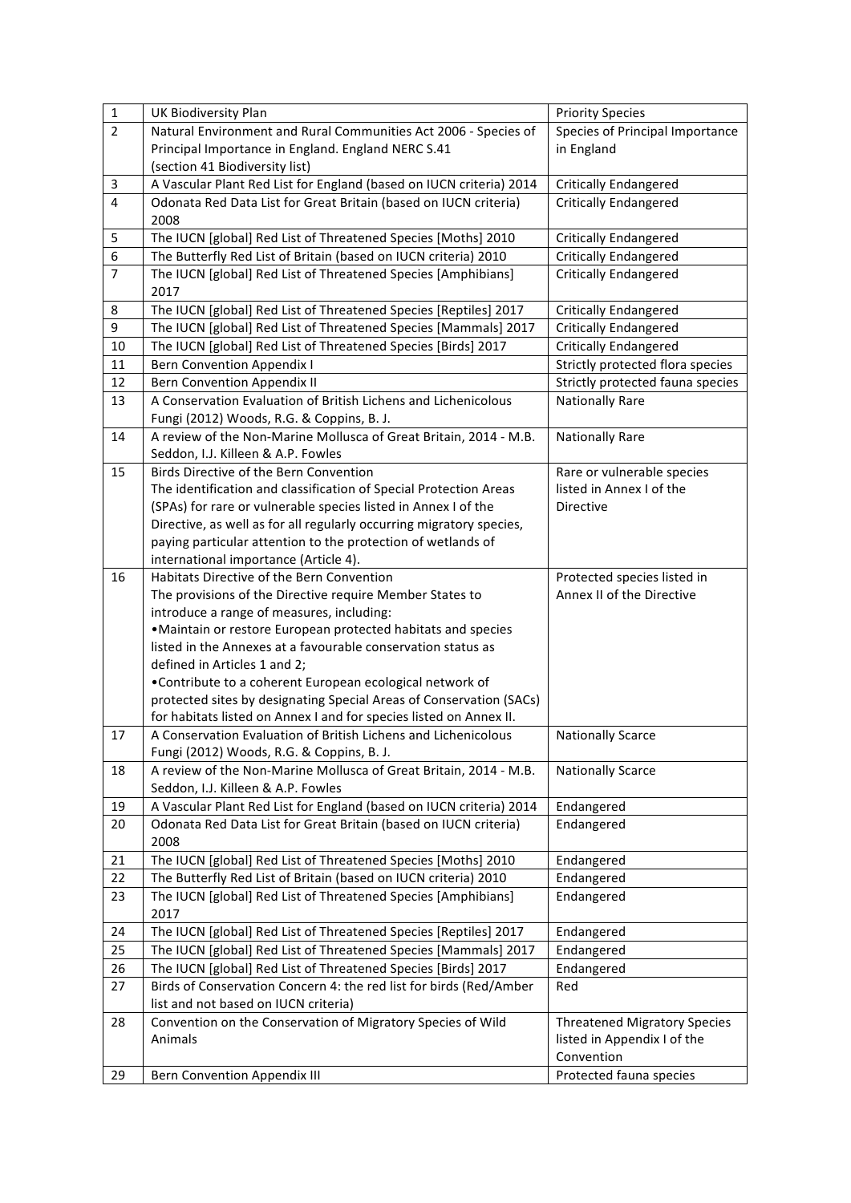| 1 | UK Biodiversity Plan | Priority Species |
|---|---|---|
| 2 | Natural Environment and Rural Communities Act 2006 - Species of Principal Importance in England. England NERC S.41 (section 41 Biodiversity list) | Species of Principal Importance in England |
| 3 | A Vascular Plant Red List for England (based on IUCN criteria) 2014 | Critically Endangered |
| 4 | Odonata Red Data List for Great Britain (based on IUCN criteria) 2008 | Critically Endangered |
| 5 | The IUCN [global] Red List of Threatened Species [Moths] 2010 | Critically Endangered |
| 6 | The Butterfly Red List of Britain (based on IUCN criteria) 2010 | Critically Endangered |
| 7 | The IUCN [global] Red List of Threatened Species [Amphibians] 2017 | Critically Endangered |
| 8 | The IUCN [global] Red List of Threatened Species [Reptiles] 2017 | Critically Endangered |
| 9 | The IUCN [global] Red List of Threatened Species [Mammals] 2017 | Critically Endangered |
| 10 | The IUCN [global] Red List of Threatened Species [Birds] 2017 | Critically Endangered |
| 11 | Bern Convention Appendix I | Strictly protected flora species |
| 12 | Bern Convention Appendix II | Strictly protected fauna species |
| 13 | A Conservation Evaluation of British Lichens and Lichenicolous Fungi (2012) Woods, R.G. & Coppins, B. J. | Nationally Rare |
| 14 | A review of the Non-Marine Mollusca of Great Britain, 2014 - M.B. Seddon, I.J. Killeen & A.P. Fowles | Nationally Rare |
| 15 | Birds Directive of the Bern Convention<br>The identification and classification of Special Protection Areas (SPAs) for rare or vulnerable species listed in Annex I of the Directive, as well as for all regularly occurring migratory species, paying particular attention to the protection of wetlands of international importance (Article 4). | Rare or vulnerable species listed in Annex I of the Directive |
| 16 | Habitats Directive of the Bern Convention<br>The provisions of the Directive require Member States to introduce a range of measures, including:<br>•Maintain or restore European protected habitats and species listed in the Annexes at a favourable conservation status as defined in Articles 1 and 2;<br>•Contribute to a coherent European ecological network of protected sites by designating Special Areas of Conservation (SACs) for habitats listed on Annex I and for species listed on Annex II. | Protected species listed in Annex II of the Directive |
| 17 | A Conservation Evaluation of British Lichens and Lichenicolous Fungi (2012) Woods, R.G. & Coppins, B. J. | Nationally Scarce |
| 18 | A review of the Non-Marine Mollusca of Great Britain, 2014 - M.B. Seddon, I.J. Killeen & A.P. Fowles | Nationally Scarce |
| 19 | A Vascular Plant Red List for England (based on IUCN criteria) 2014 | Endangered |
| 20 | Odonata Red Data List for Great Britain (based on IUCN criteria) 2008 | Endangered |
| 21 | The IUCN [global] Red List of Threatened Species [Moths] 2010 | Endangered |
| 22 | The Butterfly Red List of Britain (based on IUCN criteria) 2010 | Endangered |
| 23 | The IUCN [global] Red List of Threatened Species [Amphibians] 2017 | Endangered |
| 24 | The IUCN [global] Red List of Threatened Species [Reptiles] 2017 | Endangered |
| 25 | The IUCN [global] Red List of Threatened Species [Mammals] 2017 | Endangered |
| 26 | The IUCN [global] Red List of Threatened Species [Birds] 2017 | Endangered |
| 27 | Birds of Conservation Concern 4: the red list for birds (Red/Amber list and not based on IUCN criteria) | Red |
| 28 | Convention on the Conservation of Migratory Species of Wild Animals | Threatened Migratory Species listed in Appendix I of the Convention |
| 29 | Bern Convention Appendix III | Protected fauna species |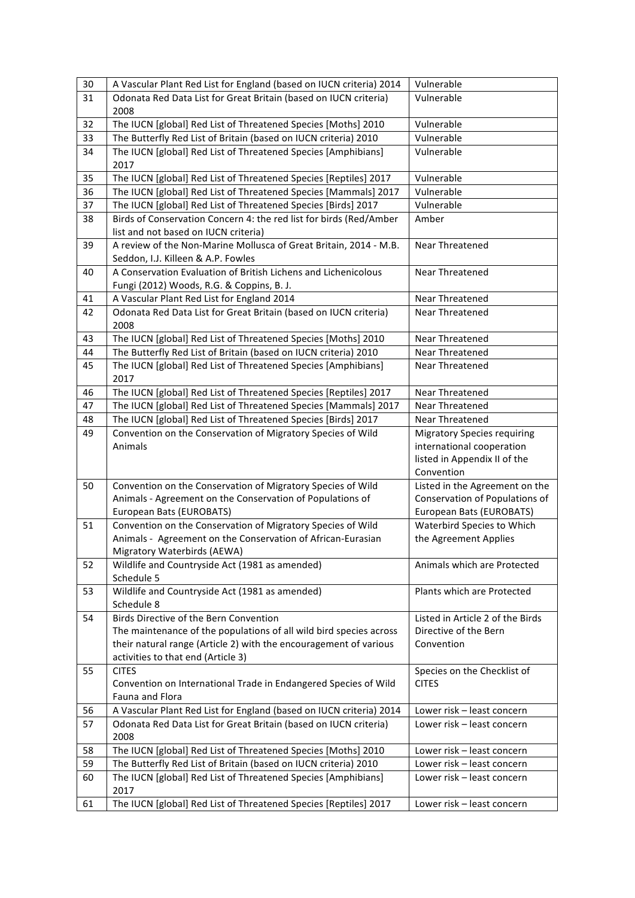| | | |
|---|---|---|
| 30 | A Vascular Plant Red List for England (based on IUCN criteria) 2014 | Vulnerable |
| 31 | Odonata Red Data List for Great Britain (based on IUCN criteria) 2008 | Vulnerable |
| 32 | The IUCN [global] Red List of Threatened Species [Moths] 2010 | Vulnerable |
| 33 | The Butterfly Red List of Britain (based on IUCN criteria) 2010 | Vulnerable |
| 34 | The IUCN [global] Red List of Threatened Species [Amphibians] 2017 | Vulnerable |
| 35 | The IUCN [global] Red List of Threatened Species [Reptiles] 2017 | Vulnerable |
| 36 | The IUCN [global] Red List of Threatened Species [Mammals] 2017 | Vulnerable |
| 37 | The IUCN [global] Red List of Threatened Species [Birds] 2017 | Vulnerable |
| 38 | Birds of Conservation Concern 4: the red list for birds (Red/Amber list and not based on IUCN criteria) | Amber |
| 39 | A review of the Non-Marine Mollusca of Great Britain, 2014 - M.B. Seddon, I.J. Killeen & A.P. Fowles | Near Threatened |
| 40 | A Conservation Evaluation of British Lichens and Lichenicolous Fungi (2012) Woods, R.G. & Coppins, B. J. | Near Threatened |
| 41 | A Vascular Plant Red List for England 2014 | Near Threatened |
| 42 | Odonata Red Data List for Great Britain (based on IUCN criteria) 2008 | Near Threatened |
| 43 | The IUCN [global] Red List of Threatened Species [Moths] 2010 | Near Threatened |
| 44 | The Butterfly Red List of Britain (based on IUCN criteria) 2010 | Near Threatened |
| 45 | The IUCN [global] Red List of Threatened Species [Amphibians] 2017 | Near Threatened |
| 46 | The IUCN [global] Red List of Threatened Species [Reptiles] 2017 | Near Threatened |
| 47 | The IUCN [global] Red List of Threatened Species [Mammals] 2017 | Near Threatened |
| 48 | The IUCN [global] Red List of Threatened Species [Birds] 2017 | Near Threatened |
| 49 | Convention on the Conservation of Migratory Species of Wild Animals | Migratory Species requiring international cooperation listed in Appendix II of the Convention |
| 50 | Convention on the Conservation of Migratory Species of Wild Animals - Agreement on the Conservation of Populations of European Bats (EUROBATS) | Listed in the Agreement on the Conservation of Populations of European Bats (EUROBATS) |
| 51 | Convention on the Conservation of Migratory Species of Wild Animals - Agreement on the Conservation of African-Eurasian Migratory Waterbirds (AEWA) | Waterbird Species to Which the Agreement Applies |
| 52 | Wildlife and Countryside Act (1981 as amended) Schedule 5 | Animals which are Protected |
| 53 | Wildlife and Countryside Act (1981 as amended) Schedule 8 | Plants which are Protected |
| 54 | Birds Directive of the Bern Convention The maintenance of the populations of all wild bird species across their natural range (Article 2) with the encouragement of various activities to that end (Article 3) | Listed in Article 2 of the Birds Directive of the Bern Convention |
| 55 | CITES Convention on International Trade in Endangered Species of Wild Fauna and Flora | Species on the Checklist of CITES |
| 56 | A Vascular Plant Red List for England (based on IUCN criteria) 2014 | Lower risk – least concern |
| 57 | Odonata Red Data List for Great Britain (based on IUCN criteria) 2008 | Lower risk – least concern |
| 58 | The IUCN [global] Red List of Threatened Species [Moths] 2010 | Lower risk – least concern |
| 59 | The Butterfly Red List of Britain (based on IUCN criteria) 2010 | Lower risk – least concern |
| 60 | The IUCN [global] Red List of Threatened Species [Amphibians] 2017 | Lower risk – least concern |
| 61 | The IUCN [global] Red List of Threatened Species [Reptiles] 2017 | Lower risk – least concern |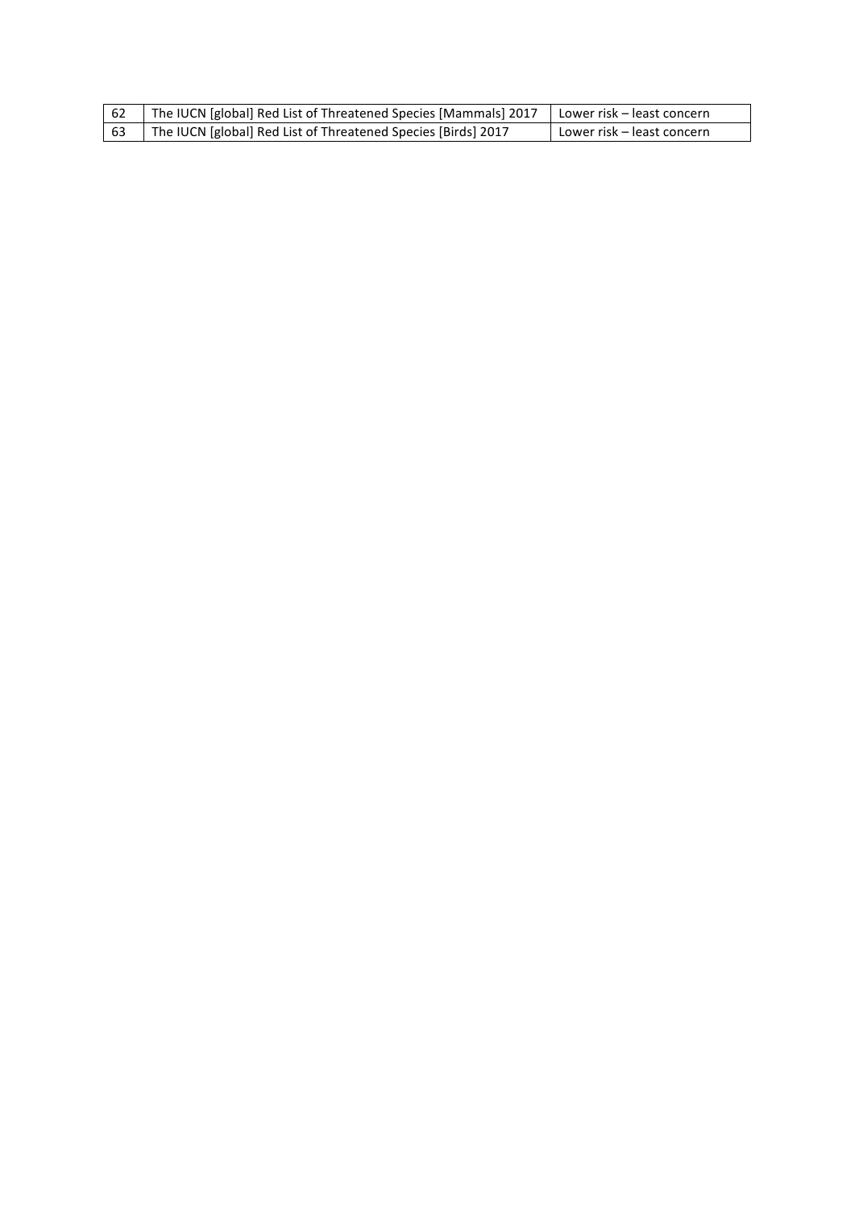| | | |
|---|---|---|
| 62 | The IUCN [global] Red List of Threatened Species [Mammals] 2017 | Lower risk – least concern |
| 63 | The IUCN [global] Red List of Threatened Species [Birds] 2017 | Lower risk – least concern |